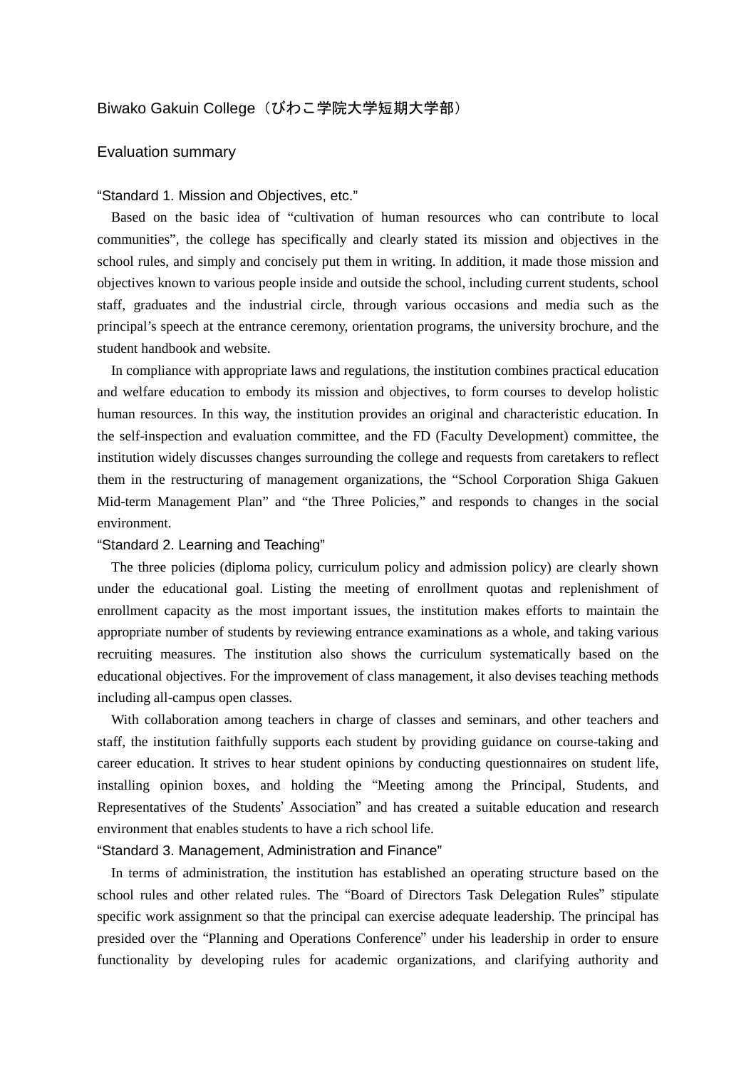# Biwako Gakuin College（びわこ学院大学短期大学部）

## Evaluation summary

### “Standard 1. Mission and Objectives, etc.”

Based on the basic idea of “cultivation of human resources who can contribute to local communities”, the college has specifically and clearly stated its mission and objectives in the school rules, and simply and concisely put them in writing. In addition, it made those mission and objectives known to various people inside and outside the school, including current students, school staff, graduates and the industrial circle, through various occasions and media such as the principal’s speech at the entrance ceremony, orientation programs, the university brochure, and the student handbook and website.

In compliance with appropriate laws and regulations, the institution combines practical education and welfare education to embody its mission and objectives, to form courses to develop holistic human resources. In this way, the institution provides an original and characteristic education. In the self-inspection and evaluation committee, and the FD (Faculty Development) committee, the institution widely discusses changes surrounding the college and requests from caretakers to reflect them in the restructuring of management organizations, the “School Corporation Shiga Gakuen Mid-term Management Plan” and “the Three Policies,” and responds to changes in the social environment.

### “Standard 2. Learning and Teaching”

The three policies (diploma policy, curriculum policy and admission policy) are clearly shown under the educational goal. Listing the meeting of enrollment quotas and replenishment of enrollment capacity as the most important issues, the institution makes efforts to maintain the appropriate number of students by reviewing entrance examinations as a whole, and taking various recruiting measures. The institution also shows the curriculum systematically based on the educational objectives. For the improvement of class management, it also devises teaching methods including all-campus open classes.

With collaboration among teachers in charge of classes and seminars, and other teachers and staff, the institution faithfully supports each student by providing guidance on course-taking and career education. It strives to hear student opinions by conducting questionnaires on student life, installing opinion boxes, and holding the “Meeting among the Principal, Students, and Representatives of the Students’ Association” and has created a suitable education and research environment that enables students to have a rich school life.

### “Standard 3. Management, Administration and Finance”

In terms of administration, the institution has established an operating structure based on the school rules and other related rules. The “Board of Directors Task Delegation Rules” stipulate specific work assignment so that the principal can exercise adequate leadership. The principal has presided over the “Planning and Operations Conference” under his leadership in order to ensure functionality by developing rules for academic organizations, and clarifying authority and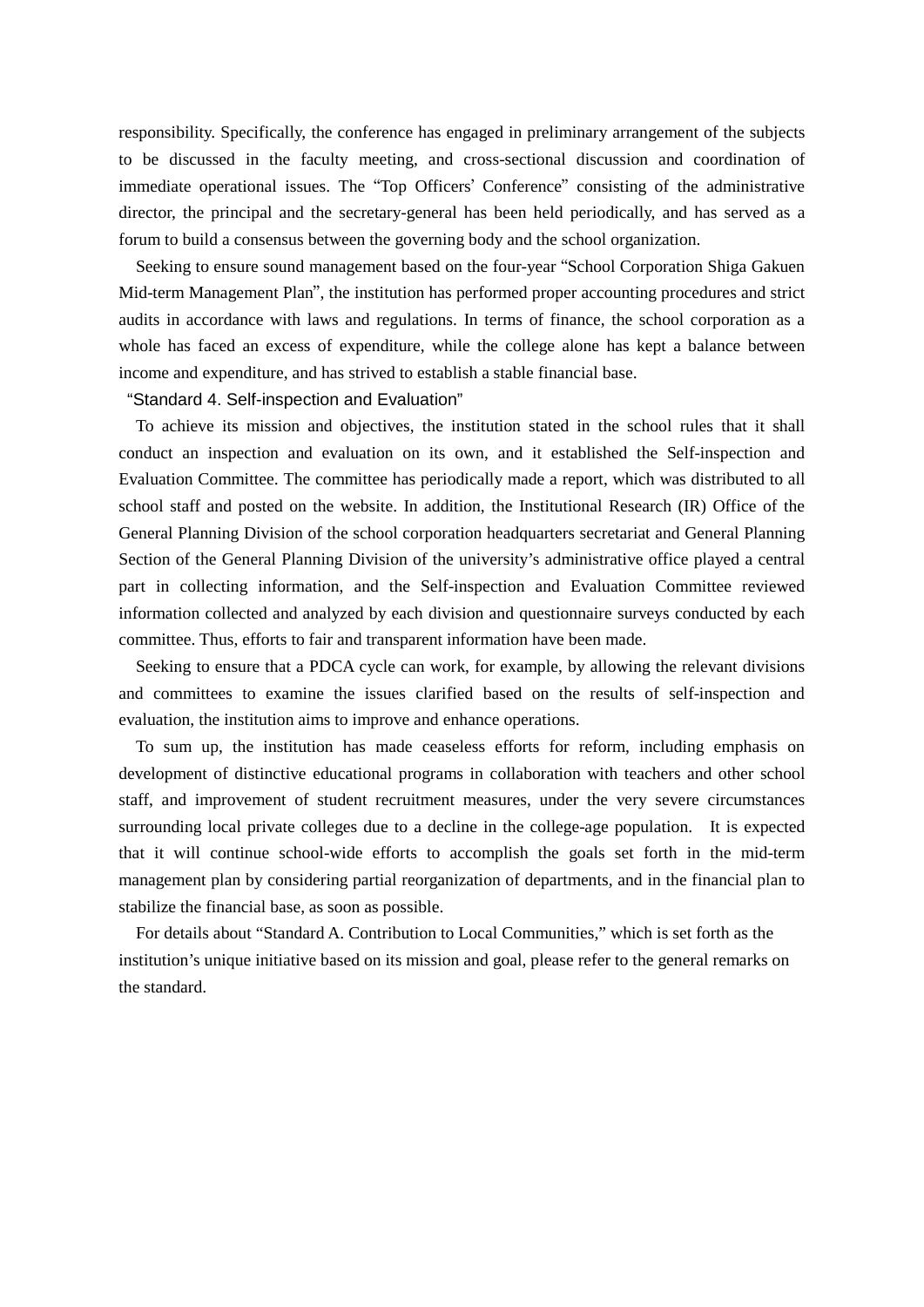responsibility. Specifically, the conference has engaged in preliminary arrangement of the subjects to be discussed in the faculty meeting, and cross-sectional discussion and coordination of immediate operational issues. The "Top Officers' Conference" consisting of the administrative director, the principal and the secretary-general has been held periodically, and has served as a forum to build a consensus between the governing body and the school organization.

Seeking to ensure sound management based on the four-year "School Corporation Shiga Gakuen Mid-term Management Plan", the institution has performed proper accounting procedures and strict audits in accordance with laws and regulations. In terms of finance, the school corporation as a whole has faced an excess of expenditure, while the college alone has kept a balance between income and expenditure, and has strived to establish a stable financial base.

"Standard 4. Self-inspection and Evaluation"

To achieve its mission and objectives, the institution stated in the school rules that it shall conduct an inspection and evaluation on its own, and it established the Self-inspection and Evaluation Committee. The committee has periodically made a report, which was distributed to all school staff and posted on the website. In addition, the Institutional Research (IR) Office of the General Planning Division of the school corporation headquarters secretariat and General Planning Section of the General Planning Division of the university's administrative office played a central part in collecting information, and the Self-inspection and Evaluation Committee reviewed information collected and analyzed by each division and questionnaire surveys conducted by each committee. Thus, efforts to fair and transparent information have been made.

Seeking to ensure that a PDCA cycle can work, for example, by allowing the relevant divisions and committees to examine the issues clarified based on the results of self-inspection and evaluation, the institution aims to improve and enhance operations.

To sum up, the institution has made ceaseless efforts for reform, including emphasis on development of distinctive educational programs in collaboration with teachers and other school staff, and improvement of student recruitment measures, under the very severe circumstances surrounding local private colleges due to a decline in the college-age population. It is expected that it will continue school-wide efforts to accomplish the goals set forth in the mid-term management plan by considering partial reorganization of departments, and in the financial plan to stabilize the financial base, as soon as possible.

For details about "Standard A. Contribution to Local Communities," which is set forth as the institution's unique initiative based on its mission and goal, please refer to the general remarks on the standard.